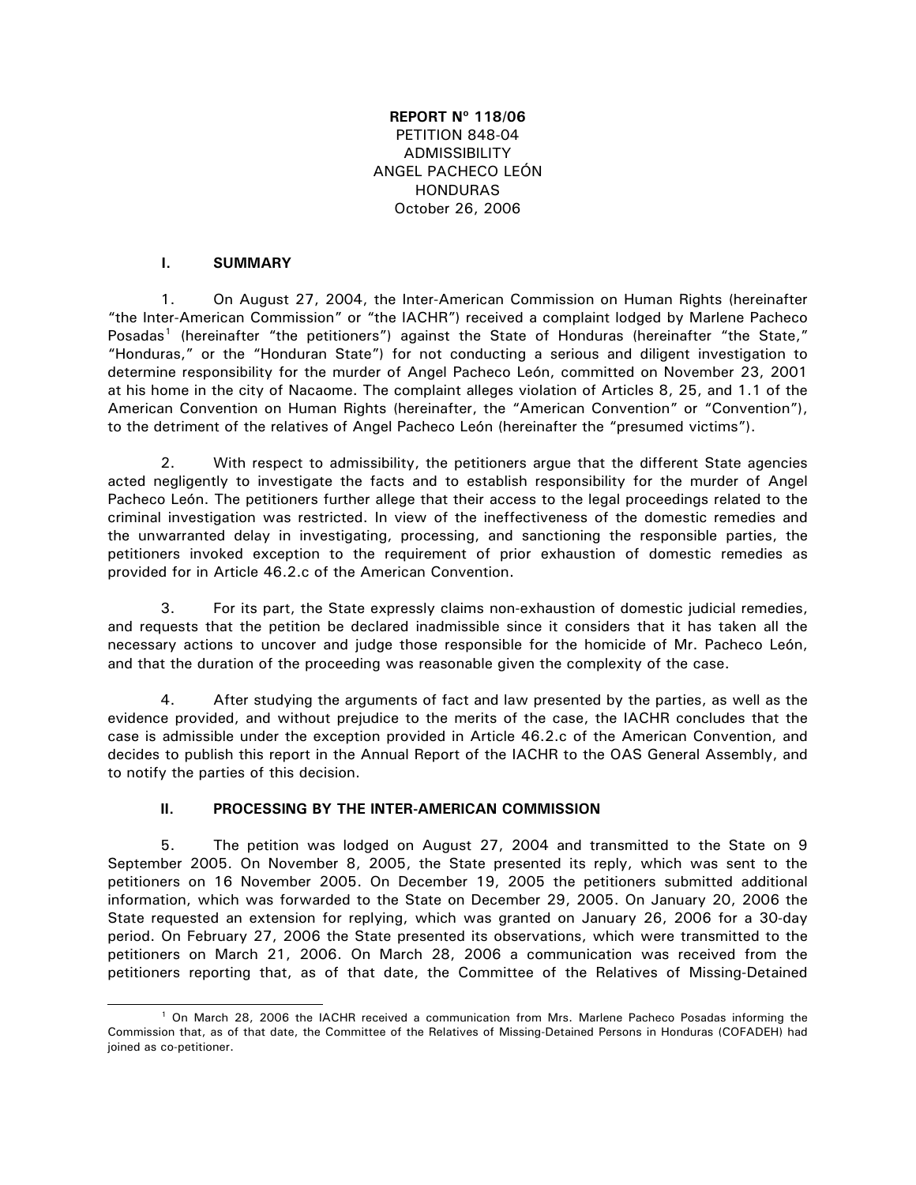**REPORT Nº 118/06**
PETITION 848-04
ADMISSIBILITY
ANGEL PACHECO LEÓN
HONDURAS
October 26, 2006

## I. SUMMARY

1. On August 27, 2004, the Inter-American Commission on Human Rights (hereinafter "the Inter-American Commission" or "the IACHR") received a complaint lodged by Marlene Pacheco Posadas[1] (hereinafter "the petitioners") against the State of Honduras (hereinafter "the State," "Honduras," or the "Honduran State") for not conducting a serious and diligent investigation to determine responsibility for the murder of Angel Pacheco León, committed on November 23, 2001 at his home in the city of Nacaome. The complaint alleges violation of Articles 8, 25, and 1.1 of the American Convention on Human Rights (hereinafter, the "American Convention" or "Convention"), to the detriment of the relatives of Angel Pacheco León (hereinafter the "presumed victims").

2. With respect to admissibility, the petitioners argue that the different State agencies acted negligently to investigate the facts and to establish responsibility for the murder of Angel Pacheco León. The petitioners further allege that their access to the legal proceedings related to the criminal investigation was restricted. In view of the ineffectiveness of the domestic remedies and the unwarranted delay in investigating, processing, and sanctioning the responsible parties, the petitioners invoked exception to the requirement of prior exhaustion of domestic remedies as provided for in Article 46.2.c of the American Convention.

3. For its part, the State expressly claims non-exhaustion of domestic judicial remedies, and requests that the petition be declared inadmissible since it considers that it has taken all the necessary actions to uncover and judge those responsible for the homicide of Mr. Pacheco León, and that the duration of the proceeding was reasonable given the complexity of the case.

4. After studying the arguments of fact and law presented by the parties, as well as the evidence provided, and without prejudice to the merits of the case, the IACHR concludes that the case is admissible under the exception provided in Article 46.2.c of the American Convention, and decides to publish this report in the Annual Report of the IACHR to the OAS General Assembly, and to notify the parties of this decision.

## II. PROCESSING BY THE INTER-AMERICAN COMMISSION

5. The petition was lodged on August 27, 2004 and transmitted to the State on 9 September 2005. On November 8, 2005, the State presented its reply, which was sent to the petitioners on 16 November 2005. On December 19, 2005 the petitioners submitted additional information, which was forwarded to the State on December 29, 2005. On January 20, 2006 the State requested an extension for replying, which was granted on January 26, 2006 for a 30-day period. On February 27, 2006 the State presented its observations, which were transmitted to the petitioners on March 21, 2006. On March 28, 2006 a communication was received from the petitioners reporting that, as of that date, the Committee of the Relatives of Missing-Detained

[1] On March 28, 2006 the IACHR received a communication from Mrs. Marlene Pacheco Posadas informing the Commission that, as of that date, the Committee of the Relatives of Missing-Detained Persons in Honduras (COFADEH) had joined as co-petitioner.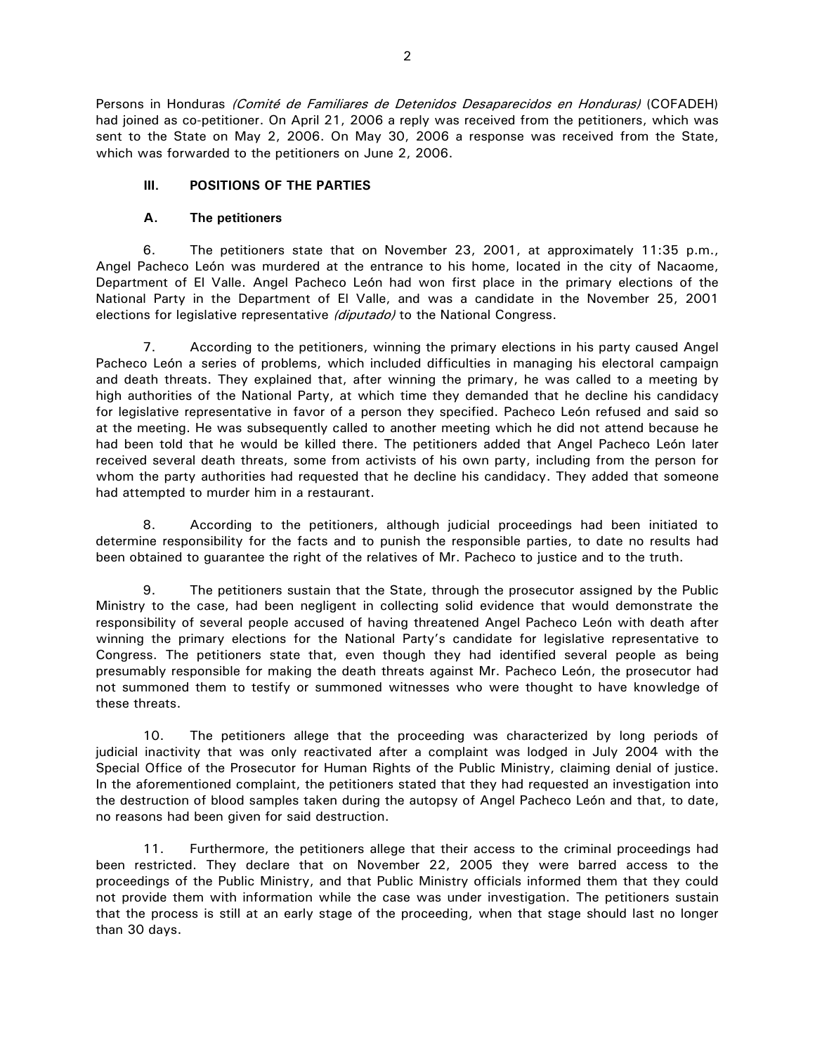Persons in Honduras *(Comité de Familiares de Detenidos Desaparecidos en Honduras)* (COFADEH) had joined as co-petitioner. On April 21, 2006 a reply was received from the petitioners, which was sent to the State on May 2, 2006. On May 30, 2006 a response was received from the State, which was forwarded to the petitioners on June 2, 2006.

### III. POSITIONS OF THE PARTIES

#### A. The petitioners

6. The petitioners state that on November 23, 2001, at approximately 11:35 p.m., Angel Pacheco León was murdered at the entrance to his home, located in the city of Nacaome, Department of El Valle. Angel Pacheco León had won first place in the primary elections of the National Party in the Department of El Valle, and was a candidate in the November 25, 2001 elections for legislative representative *(diputado)* to the National Congress.

7. According to the petitioners, winning the primary elections in his party caused Angel Pacheco León a series of problems, which included difficulties in managing his electoral campaign and death threats. They explained that, after winning the primary, he was called to a meeting by high authorities of the National Party, at which time they demanded that he decline his candidacy for legislative representative in favor of a person they specified. Pacheco León refused and said so at the meeting. He was subsequently called to another meeting which he did not attend because he had been told that he would be killed there. The petitioners added that Angel Pacheco León later received several death threats, some from activists of his own party, including from the person for whom the party authorities had requested that he decline his candidacy. They added that someone had attempted to murder him in a restaurant.

8. According to the petitioners, although judicial proceedings had been initiated to determine responsibility for the facts and to punish the responsible parties, to date no results had been obtained to guarantee the right of the relatives of Mr. Pacheco to justice and to the truth.

9. The petitioners sustain that the State, through the prosecutor assigned by the Public Ministry to the case, had been negligent in collecting solid evidence that would demonstrate the responsibility of several people accused of having threatened Angel Pacheco León with death after winning the primary elections for the National Party's candidate for legislative representative to Congress. The petitioners state that, even though they had identified several people as being presumably responsible for making the death threats against Mr. Pacheco León, the prosecutor had not summoned them to testify or summoned witnesses who were thought to have knowledge of these threats.

10. The petitioners allege that the proceeding was characterized by long periods of judicial inactivity that was only reactivated after a complaint was lodged in July 2004 with the Special Office of the Prosecutor for Human Rights of the Public Ministry, claiming denial of justice. In the aforementioned complaint, the petitioners stated that they had requested an investigation into the destruction of blood samples taken during the autopsy of Angel Pacheco León and that, to date, no reasons had been given for said destruction.

11. Furthermore, the petitioners allege that their access to the criminal proceedings had been restricted. They declare that on November 22, 2005 they were barred access to the proceedings of the Public Ministry, and that Public Ministry officials informed them that they could not provide them with information while the case was under investigation. The petitioners sustain that the process is still at an early stage of the proceeding, when that stage should last no longer than 30 days.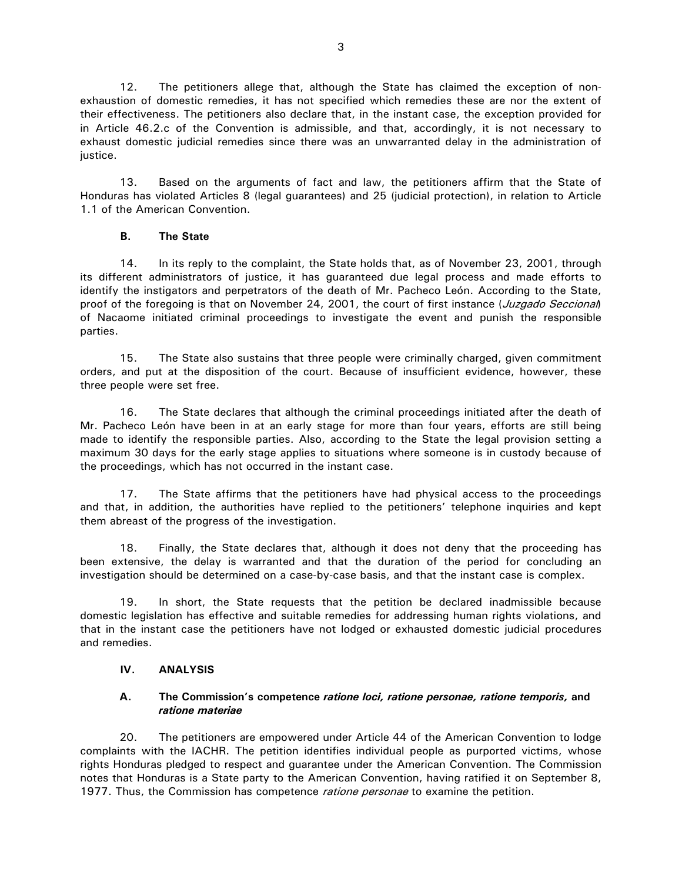12. The petitioners allege that, although the State has claimed the exception of non-exhaustion of domestic remedies, it has not specified which remedies these are nor the extent of their effectiveness. The petitioners also declare that, in the instant case, the exception provided for in Article 46.2.c of the Convention is admissible, and that, accordingly, it is not necessary to exhaust domestic judicial remedies since there was an unwarranted delay in the administration of justice.

13. Based on the arguments of fact and law, the petitioners affirm that the State of Honduras has violated Articles 8 (legal guarantees) and 25 (judicial protection), in relation to Article 1.1 of the American Convention.

### B. The State

14. In its reply to the complaint, the State holds that, as of November 23, 2001, through its different administrators of justice, it has guaranteed due legal process and made efforts to identify the instigators and perpetrators of the death of Mr. Pacheco León. According to the State, proof of the foregoing is that on November 24, 2001, the court of first instance (*Juzgado Seccional*) of Nacaome initiated criminal proceedings to investigate the event and punish the responsible parties.

15. The State also sustains that three people were criminally charged, given commitment orders, and put at the disposition of the court. Because of insufficient evidence, however, these three people were set free.

16. The State declares that although the criminal proceedings initiated after the death of Mr. Pacheco León have been in at an early stage for more than four years, efforts are still being made to identify the responsible parties. Also, according to the State the legal provision setting a maximum 30 days for the early stage applies to situations where someone is in custody because of the proceedings, which has not occurred in the instant case.

17. The State affirms that the petitioners have had physical access to the proceedings and that, in addition, the authorities have replied to the petitioners' telephone inquiries and kept them abreast of the progress of the investigation.

18. Finally, the State declares that, although it does not deny that the proceeding has been extensive, the delay is warranted and that the duration of the period for concluding an investigation should be determined on a case-by-case basis, and that the instant case is complex.

19. In short, the State requests that the petition be declared inadmissible because domestic legislation has effective and suitable remedies for addressing human rights violations, and that in the instant case the petitioners have not lodged or exhausted domestic judicial procedures and remedies.

## IV. ANALYSIS

### A. The Commission's competence *ratione loci, ratione personae, ratione temporis,* and *ratione materiae*

20. The petitioners are empowered under Article 44 of the American Convention to lodge complaints with the IACHR. The petition identifies individual people as purported victims, whose rights Honduras pledged to respect and guarantee under the American Convention. The Commission notes that Honduras is a State party to the American Convention, having ratified it on September 8, 1977. Thus, the Commission has competence *ratione personae* to examine the petition.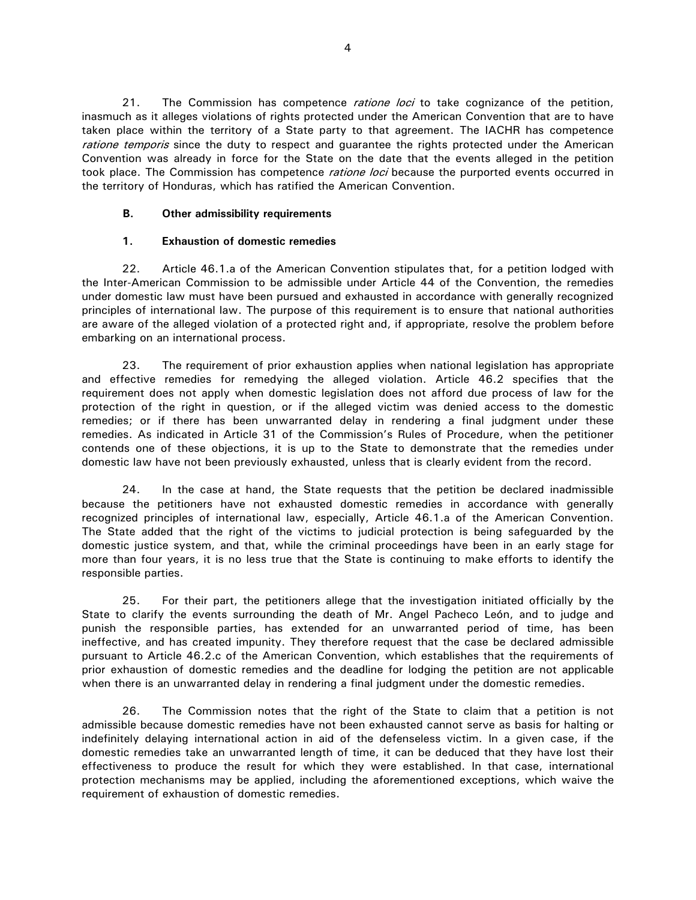21. The Commission has competence *ratione loci* to take cognizance of the petition, inasmuch as it alleges violations of rights protected under the American Convention that are to have taken place within the territory of a State party to that agreement. The IACHR has competence *ratione temporis* since the duty to respect and guarantee the rights protected under the American Convention was already in force for the State on the date that the events alleged in the petition took place. The Commission has competence *ratione loci* because the purported events occurred in the territory of Honduras, which has ratified the American Convention.

### B. Other admissibility requirements

#### 1. Exhaustion of domestic remedies

22. Article 46.1.a of the American Convention stipulates that, for a petition lodged with the Inter-American Commission to be admissible under Article 44 of the Convention, the remedies under domestic law must have been pursued and exhausted in accordance with generally recognized principles of international law. The purpose of this requirement is to ensure that national authorities are aware of the alleged violation of a protected right and, if appropriate, resolve the problem before embarking on an international process.

23. The requirement of prior exhaustion applies when national legislation has appropriate and effective remedies for remedying the alleged violation. Article 46.2 specifies that the requirement does not apply when domestic legislation does not afford due process of law for the protection of the right in question, or if the alleged victim was denied access to the domestic remedies; or if there has been unwarranted delay in rendering a final judgment under these remedies. As indicated in Article 31 of the Commission's Rules of Procedure, when the petitioner contends one of these objections, it is up to the State to demonstrate that the remedies under domestic law have not been previously exhausted, unless that is clearly evident from the record.

24. In the case at hand, the State requests that the petition be declared inadmissible because the petitioners have not exhausted domestic remedies in accordance with generally recognized principles of international law, especially, Article 46.1.a of the American Convention. The State added that the right of the victims to judicial protection is being safeguarded by the domestic justice system, and that, while the criminal proceedings have been in an early stage for more than four years, it is no less true that the State is continuing to make efforts to identify the responsible parties.

25. For their part, the petitioners allege that the investigation initiated officially by the State to clarify the events surrounding the death of Mr. Angel Pacheco León, and to judge and punish the responsible parties, has extended for an unwarranted period of time, has been ineffective, and has created impunity. They therefore request that the case be declared admissible pursuant to Article 46.2.c of the American Convention, which establishes that the requirements of prior exhaustion of domestic remedies and the deadline for lodging the petition are not applicable when there is an unwarranted delay in rendering a final judgment under the domestic remedies.

26. The Commission notes that the right of the State to claim that a petition is not admissible because domestic remedies have not been exhausted cannot serve as basis for halting or indefinitely delaying international action in aid of the defenseless victim. In a given case, if the domestic remedies take an unwarranted length of time, it can be deduced that they have lost their effectiveness to produce the result for which they were established. In that case, international protection mechanisms may be applied, including the aforementioned exceptions, which waive the requirement of exhaustion of domestic remedies.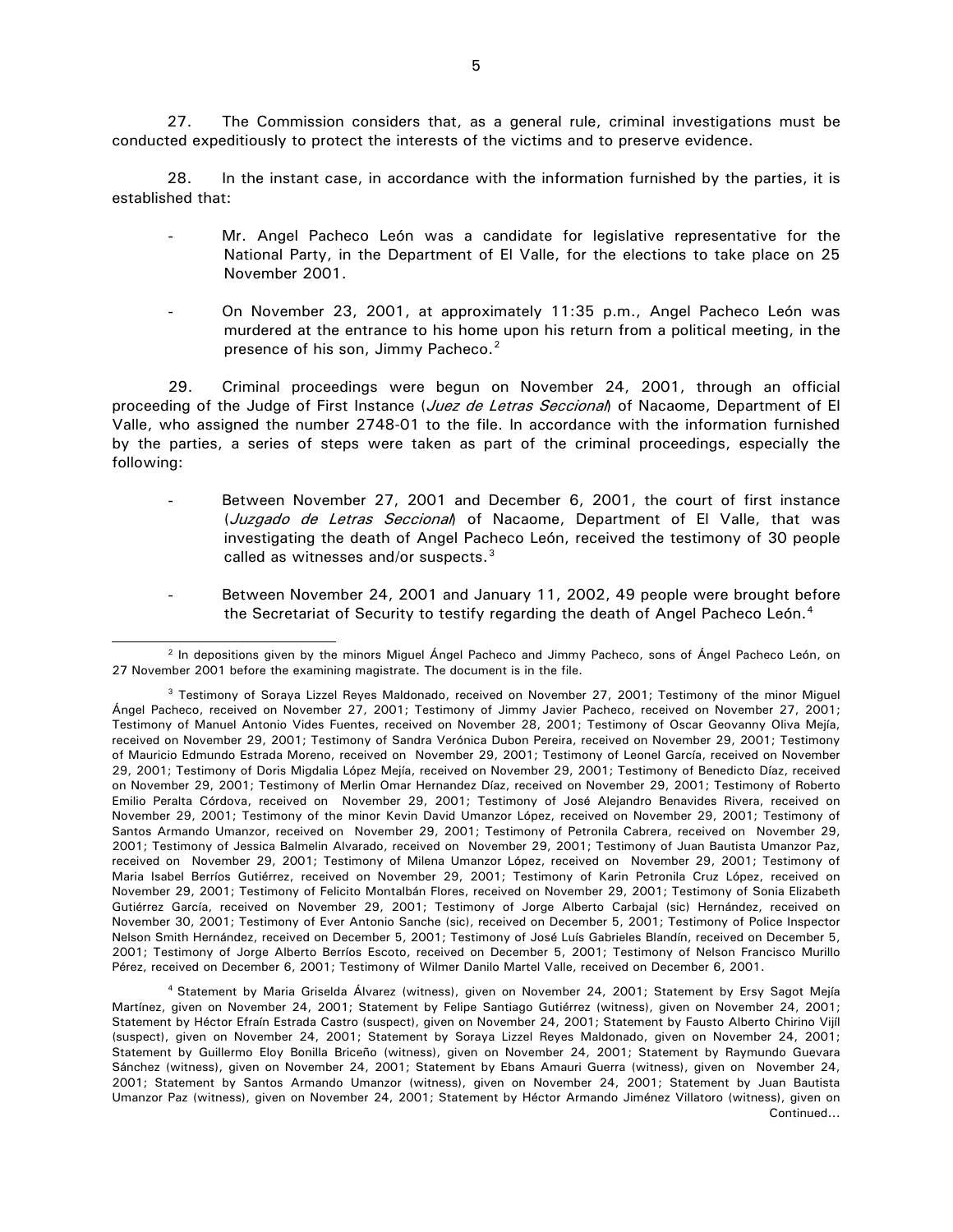27. The Commission considers that, as a general rule, criminal investigations must be conducted expeditiously to protect the interests of the victims and to preserve evidence.

28. In the instant case, in accordance with the information furnished by the parties, it is established that:

- Mr. Angel Pacheco León was a candidate for legislative representative for the National Party, in the Department of El Valle, for the elections to take place on 25 November 2001.

- On November 23, 2001, at approximately 11:35 p.m., Angel Pacheco León was murdered at the entrance to his home upon his return from a political meeting, in the presence of his son, Jimmy Pacheco.[2]

29. Criminal proceedings were begun on November 24, 2001, through an official proceeding of the Judge of First Instance (*Juez de Letras Seccional*) of Nacaome, Department of El Valle, who assigned the number 2748-01 to the file. In accordance with the information furnished by the parties, a series of steps were taken as part of the criminal proceedings, especially the following:

- Between November 27, 2001 and December 6, 2001, the court of first instance (*Juzgado de Letras Seccional*) of Nacaome, Department of El Valle, that was investigating the death of Angel Pacheco León, received the testimony of 30 people called as witnesses and/or suspects.[3]

- Between November 24, 2001 and January 11, 2002, 49 people were brought before the Secretariat of Security to testify regarding the death of Angel Pacheco León.[4]

---

[2] In depositions given by the minors Miguel Ángel Pacheco and Jimmy Pacheco, sons of Ángel Pacheco León, on 27 November 2001 before the examining magistrate. The document is in the file.

[3] Testimony of Soraya Lizzel Reyes Maldonado, received on November 27, 2001; Testimony of the minor Miguel Ángel Pacheco, received on November 27, 2001; Testimony of Jimmy Javier Pacheco, received on November 27, 2001; Testimony of Manuel Antonio Vides Fuentes, received on November 28, 2001; Testimony of Oscar Geovanny Oliva Mejía, received on November 29, 2001; Testimony of Sandra Verónica Dubon Pereira, received on November 29, 2001; Testimony of Mauricio Edmundo Estrada Moreno, received on November 29, 2001; Testimony of Leonel García, received on November 29, 2001; Testimony of Doris Migdalia López Mejía, received on November 29, 2001; Testimony of Benedicto Díaz, received on November 29, 2001; Testimony of Merlin Omar Hernandez Díaz, received on November 29, 2001; Testimony of Roberto Emilio Peralta Córdova, received on November 29, 2001; Testimony of José Alejandro Benavides Rivera, received on November 29, 2001; Testimony of the minor Kevin David Umanzor López, received on November 29, 2001; Testimony of Santos Armando Umanzor, received on November 29, 2001; Testimony of Petronila Cabrera, received on November 29, 2001; Testimony of Jessica Balmelin Alvarado, received on November 29, 2001; Testimony of Juan Bautista Umanzor Paz, received on November 29, 2001; Testimony of Milena Umanzor López, received on November 29, 2001; Testimony of Maria Isabel Berríos Gutiérrez, received on November 29, 2001; Testimony of Karin Petronila Cruz López, received on November 29, 2001; Testimony of Felicito Montalbán Flores, received on November 29, 2001; Testimony of Sonia Elizabeth Gutiérrez García, received on November 29, 2001; Testimony of Jorge Alberto Carbajal (sic) Hernández, received on November 30, 2001; Testimony of Ever Antonio Sanche (sic), received on December 5, 2001; Testimony of Police Inspector Nelson Smith Hernández, received on December 5, 2001; Testimony of José Luís Gabrieles Blandín, received on December 5, 2001; Testimony of Jorge Alberto Berríos Escoto, received on December 5, 2001; Testimony of Nelson Francisco Murillo Pérez, received on December 6, 2001; Testimony of Wilmer Danilo Martel Valle, received on December 6, 2001.

[4] Statement by Maria Griselda Álvarez (witness), given on November 24, 2001; Statement by Ersy Sagot Mejía Martínez, given on November 24, 2001; Statement by Felipe Santiago Gutiérrez (witness), given on November 24, 2001; Statement by Héctor Efraín Estrada Castro (suspect), given on November 24, 2001; Statement by Fausto Alberto Chirino Vijíl (suspect), given on November 24, 2001; Statement by Soraya Lizzel Reyes Maldonado, given on November 24, 2001; Statement by Guillermo Eloy Bonilla Briceño (witness), given on November 24, 2001; Statement by Raymundo Guevara Sánchez (witness), given on November 24, 2001; Statement by Ebans Amauri Guerra (witness), given on November 24, 2001; Statement by Santos Armando Umanzor (witness), given on November 24, 2001; Statement by Juan Bautista Umanzor Paz (witness), given on November 24, 2001; Statement by Héctor Armando Jiménez Villatoro (witness), given on Continued...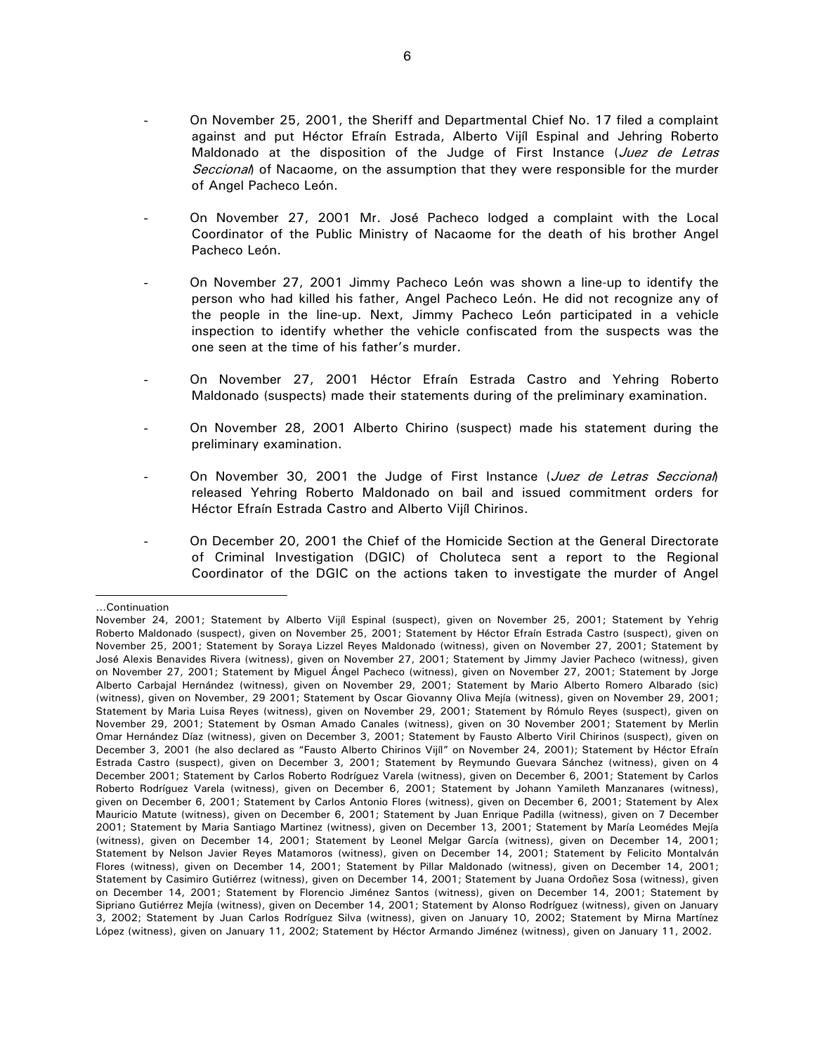- On November 25, 2001, the Sheriff and Departmental Chief No. 17 filed a complaint against and put Héctor Efraín Estrada, Alberto Vijíl Espinal and Jehring Roberto Maldonado at the disposition of the Judge of First Instance (*Juez de Letras Seccional*) of Nacaome, on the assumption that they were responsible for the murder of Angel Pacheco León.

- On November 27, 2001 Mr. José Pacheco lodged a complaint with the Local Coordinator of the Public Ministry of Nacaome for the death of his brother Angel Pacheco León.

- On November 27, 2001 Jimmy Pacheco León was shown a line-up to identify the person who had killed his father, Angel Pacheco León. He did not recognize any of the people in the line-up. Next, Jimmy Pacheco León participated in a vehicle inspection to identify whether the vehicle confiscated from the suspects was the one seen at the time of his father's murder.

- On November 27, 2001 Héctor Efraín Estrada Castro and Yehring Roberto Maldonado (suspects) made their statements during of the preliminary examination.

- On November 28, 2001 Alberto Chirino (suspect) made his statement during the preliminary examination.

- On November 30, 2001 the Judge of First Instance (*Juez de Letras Seccional*) released Yehring Roberto Maldonado on bail and issued commitment orders for Héctor Efraín Estrada Castro and Alberto Vijíl Chirinos.

- On December 20, 2001 the Chief of the Homicide Section at the General Directorate of Criminal Investigation (DGIC) of Choluteca sent a report to the Regional Coordinator of the DGIC on the actions taken to investigate the murder of Angel

---

...Continuation

November 24, 2001; Statement by Alberto Vijíl Espinal (suspect), given on November 25, 2001; Statement by Yehrig Roberto Maldonado (suspect), given on November 25, 2001; Statement by Héctor Efraín Estrada Castro (suspect), given on November 25, 2001; Statement by Soraya Lizzel Reyes Maldonado (witness), given on November 27, 2001; Statement by José Alexis Benavides Rivera (witness), given on November 27, 2001; Statement by Jimmy Javier Pacheco (witness), given on November 27, 2001; Statement by Miguel Ángel Pacheco (witness), given on November 27, 2001; Statement by Jorge Alberto Carbajal Hernández (witness), given on November 29, 2001; Statement by Mario Alberto Romero Albarado (sic) (witness), given on November, 29 2001; Statement by Oscar Giovanny Oliva Mejía (witness), given on November 29, 2001; Statement by Maria Luisa Reyes (witness), given on November 29, 2001; Statement by Rómulo Reyes (suspect), given on November 29, 2001; Statement by Osman Amado Canales (witness), given on 30 November 2001; Statement by Merlin Omar Hernández Díaz (witness), given on December 3, 2001; Statement by Fausto Alberto Viril Chirinos (suspect), given on December 3, 2001 (he also declared as "Fausto Alberto Chirinos Vijíl" on November 24, 2001); Statement by Héctor Efraín Estrada Castro (suspect), given on December 3, 2001; Statement by Reymundo Guevara Sánchez (witness), given on 4 December 2001; Statement by Carlos Roberto Rodríguez Varela (witness), given on December 6, 2001; Statement by Carlos Roberto Rodríguez Varela (witness), given on December 6, 2001; Statement by Johann Yamileth Manzanares (witness), given on December 6, 2001; Statement by Carlos Antonio Flores (witness), given on December 6, 2001; Statement by Alex Mauricio Matute (witness), given on December 6, 2001; Statement by Juan Enrique Padilla (witness), given on 7 December 2001; Statement by Maria Santiago Martinez (witness), given on December 13, 2001; Statement by María Leomédes Mejía (witness), given on December 14, 2001; Statement by Leonel Melgar García (witness), given on December 14, 2001; Statement by Nelson Javier Reyes Matamoros (witness), given on December 14, 2001; Statement by Felicito Montalván Flores (witness), given on December 14, 2001; Statement by Pillar Maldonado (witness), given on December 14, 2001; Statement by Casimiro Gutiérrez (witness), given on December 14, 2001; Statement by Juana Ordoñez Sosa (witness), given on December 14, 2001; Statement by Florencio Jiménez Santos (witness), given on December 14, 2001; Statement by Sipriano Gutiérrez Mejía (witness), given on December 14, 2001; Statement by Alonso Rodríguez (witness), given on January 3, 2002; Statement by Juan Carlos Rodríguez Silva (witness), given on January 10, 2002; Statement by Mirna Martínez López (witness), given on January 11, 2002; Statement by Héctor Armando Jiménez (witness), given on January 11, 2002.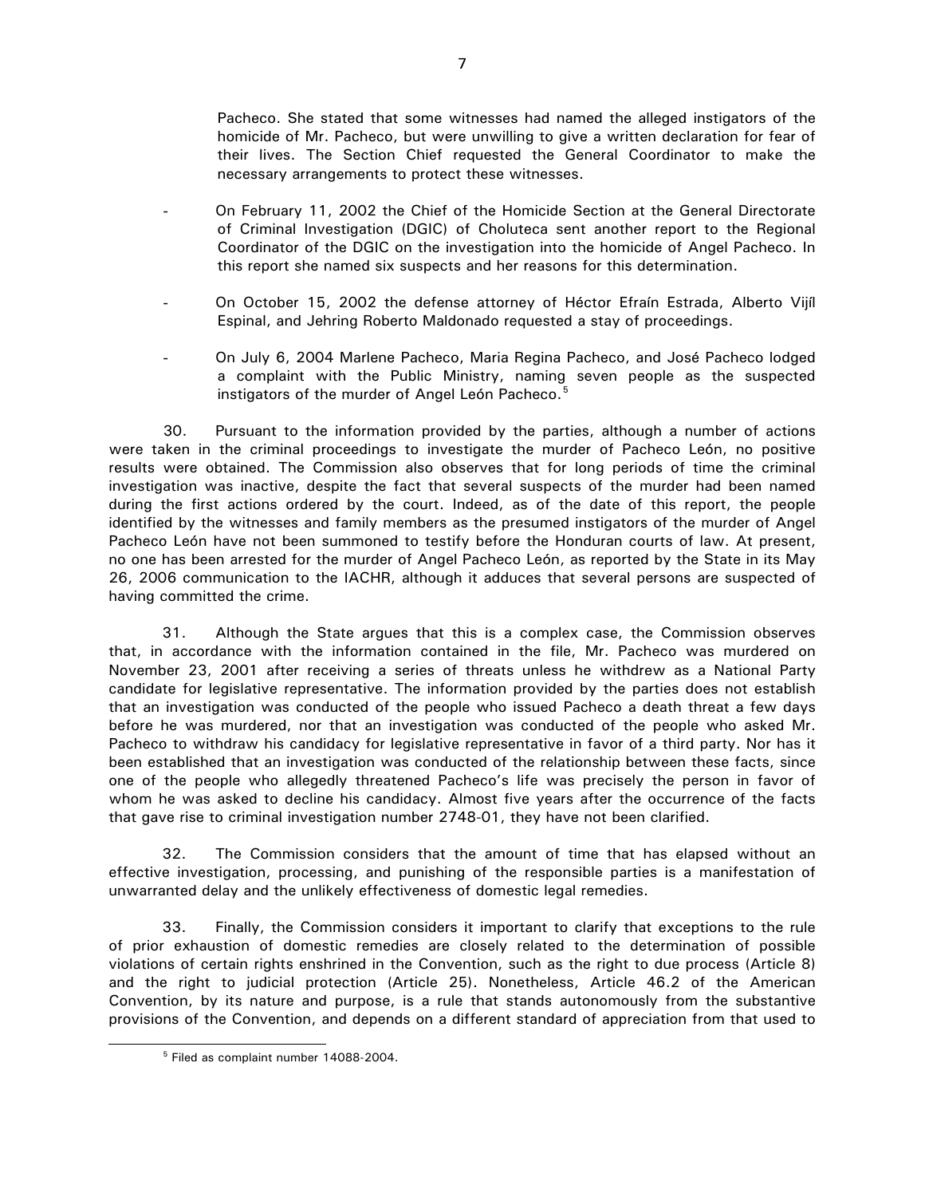Pacheco. She stated that some witnesses had named the alleged instigators of the homicide of Mr. Pacheco, but were unwilling to give a written declaration for fear of their lives. The Section Chief requested the General Coordinator to make the necessary arrangements to protect these witnesses.

- On February 11, 2002 the Chief of the Homicide Section at the General Directorate of Criminal Investigation (DGIC) of Choluteca sent another report to the Regional Coordinator of the DGIC on the investigation into the homicide of Angel Pacheco. In this report she named six suspects and her reasons for this determination.

- On October 15, 2002 the defense attorney of Héctor Efraín Estrada, Alberto Vijíl Espinal, and Jehring Roberto Maldonado requested a stay of proceedings.

- On July 6, 2004 Marlene Pacheco, Maria Regina Pacheco, and José Pacheco lodged a complaint with the Public Ministry, naming seven people as the suspected instigators of the murder of Angel León Pacheco.[5]

30. Pursuant to the information provided by the parties, although a number of actions were taken in the criminal proceedings to investigate the murder of Pacheco León, no positive results were obtained. The Commission also observes that for long periods of time the criminal investigation was inactive, despite the fact that several suspects of the murder had been named during the first actions ordered by the court. Indeed, as of the date of this report, the people identified by the witnesses and family members as the presumed instigators of the murder of Angel Pacheco León have not been summoned to testify before the Honduran courts of law. At present, no one has been arrested for the murder of Angel Pacheco León, as reported by the State in its May 26, 2006 communication to the IACHR, although it adduces that several persons are suspected of having committed the crime.

31. Although the State argues that this is a complex case, the Commission observes that, in accordance with the information contained in the file, Mr. Pacheco was murdered on November 23, 2001 after receiving a series of threats unless he withdrew as a National Party candidate for legislative representative. The information provided by the parties does not establish that an investigation was conducted of the people who issued Pacheco a death threat a few days before he was murdered, nor that an investigation was conducted of the people who asked Mr. Pacheco to withdraw his candidacy for legislative representative in favor of a third party. Nor has it been established that an investigation was conducted of the relationship between these facts, since one of the people who allegedly threatened Pacheco's life was precisely the person in favor of whom he was asked to decline his candidacy. Almost five years after the occurrence of the facts that gave rise to criminal investigation number 2748-01, they have not been clarified.

32. The Commission considers that the amount of time that has elapsed without an effective investigation, processing, and punishing of the responsible parties is a manifestation of unwarranted delay and the unlikely effectiveness of domestic legal remedies.

33. Finally, the Commission considers it important to clarify that exceptions to the rule of prior exhaustion of domestic remedies are closely related to the determination of possible violations of certain rights enshrined in the Convention, such as the right to due process (Article 8) and the right to judicial protection (Article 25). Nonetheless, Article 46.2 of the American Convention, by its nature and purpose, is a rule that stands autonomously from the substantive provisions of the Convention, and depends on a different standard of appreciation from that used to

[5] Filed as complaint number 14088-2004.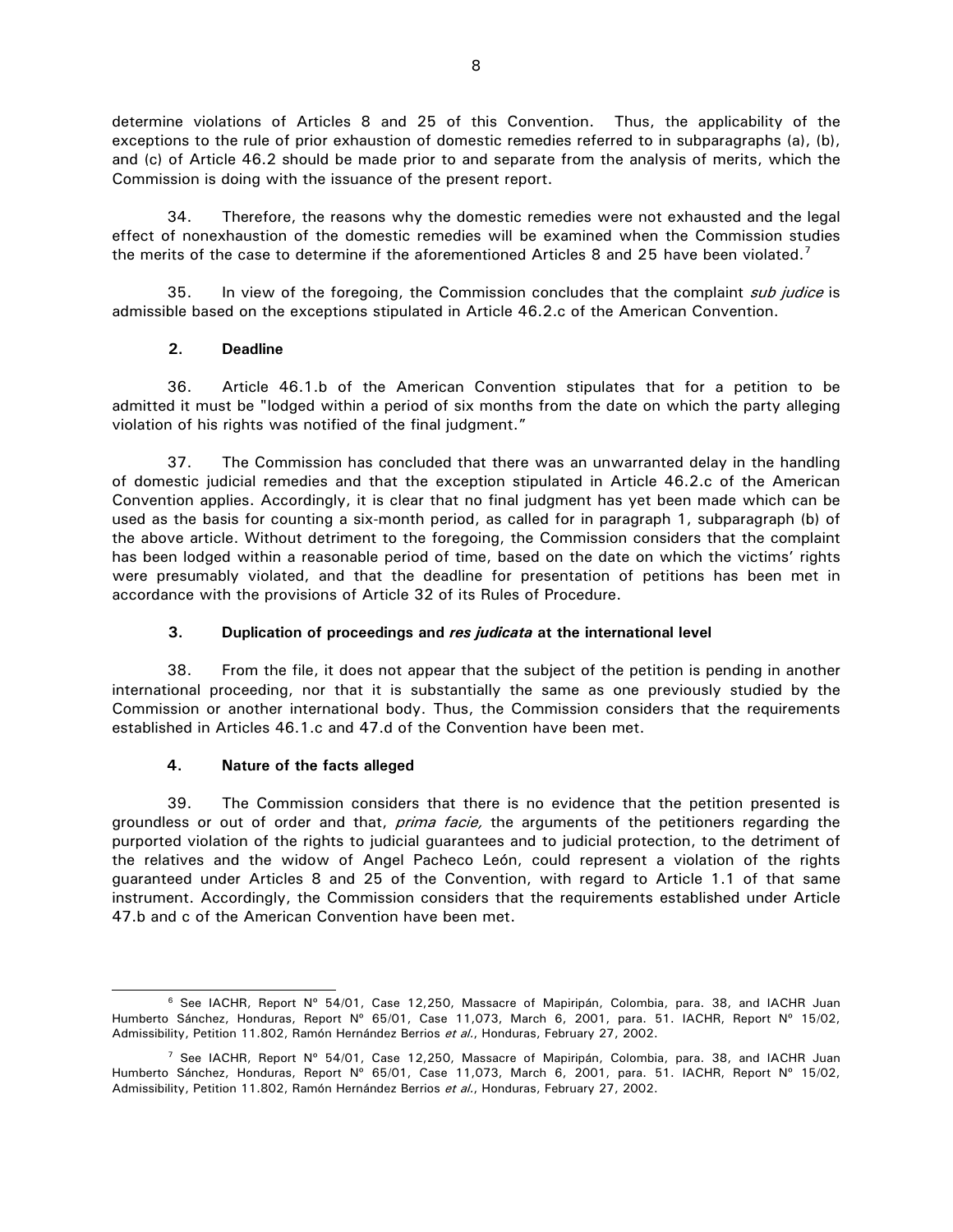determine violations of Articles 8 and 25 of this Convention. Thus, the applicability of the exceptions to the rule of prior exhaustion of domestic remedies referred to in subparagraphs (a), (b), and (c) of Article 46.2 should be made prior to and separate from the analysis of merits, which the Commission is doing with the issuance of the present report.

34. Therefore, the reasons why the domestic remedies were not exhausted and the legal effect of nonexhaustion of the domestic remedies will be examined when the Commission studies the merits of the case to determine if the aforementioned Articles 8 and 25 have been violated.[7]

35. In view of the foregoing, the Commission concludes that the complaint *sub judice* is admissible based on the exceptions stipulated in Article 46.2.c of the American Convention.

### 2. Deadline

36. Article 46.1.b of the American Convention stipulates that for a petition to be admitted it must be "lodged within a period of six months from the date on which the party alleging violation of his rights was notified of the final judgment."

37. The Commission has concluded that there was an unwarranted delay in the handling of domestic judicial remedies and that the exception stipulated in Article 46.2.c of the American Convention applies. Accordingly, it is clear that no final judgment has yet been made which can be used as the basis for counting a six-month period, as called for in paragraph 1, subparagraph (b) of the above article. Without detriment to the foregoing, the Commission considers that the complaint has been lodged within a reasonable period of time, based on the date on which the victims' rights were presumably violated, and that the deadline for presentation of petitions has been met in accordance with the provisions of Article 32 of its Rules of Procedure.

### 3. Duplication of proceedings and *res judicata* at the international level

38. From the file, it does not appear that the subject of the petition is pending in another international proceeding, nor that it is substantially the same as one previously studied by the Commission or another international body. Thus, the Commission considers that the requirements established in Articles 46.1.c and 47.d of the Convention have been met.

### 4. Nature of the facts alleged

39. The Commission considers that there is no evidence that the petition presented is groundless or out of order and that, *prima facie,* the arguments of the petitioners regarding the purported violation of the rights to judicial guarantees and to judicial protection, to the detriment of the relatives and the widow of Angel Pacheco León, could represent a violation of the rights guaranteed under Articles 8 and 25 of the Convention, with regard to Article 1.1 of that same instrument. Accordingly, the Commission considers that the requirements established under Article 47.b and c of the American Convention have been met.

---

[6] See IACHR, Report Nº 54/01, Case 12,250, Massacre of Mapiripán, Colombia, para. 38, and IACHR Juan Humberto Sánchez, Honduras, Report Nº 65/01, Case 11,073, March 6, 2001, para. 51. IACHR, Report Nº 15/02, Admissibility, Petition 11.802, Ramón Hernández Berrios *et al.*, Honduras, February 27, 2002.

[7] See IACHR, Report Nº 54/01, Case 12,250, Massacre of Mapiripán, Colombia, para. 38, and IACHR Juan Humberto Sánchez, Honduras, Report Nº 65/01, Case 11,073, March 6, 2001, para. 51. IACHR, Report Nº 15/02, Admissibility, Petition 11.802, Ramón Hernández Berrios *et al.*, Honduras, February 27, 2002.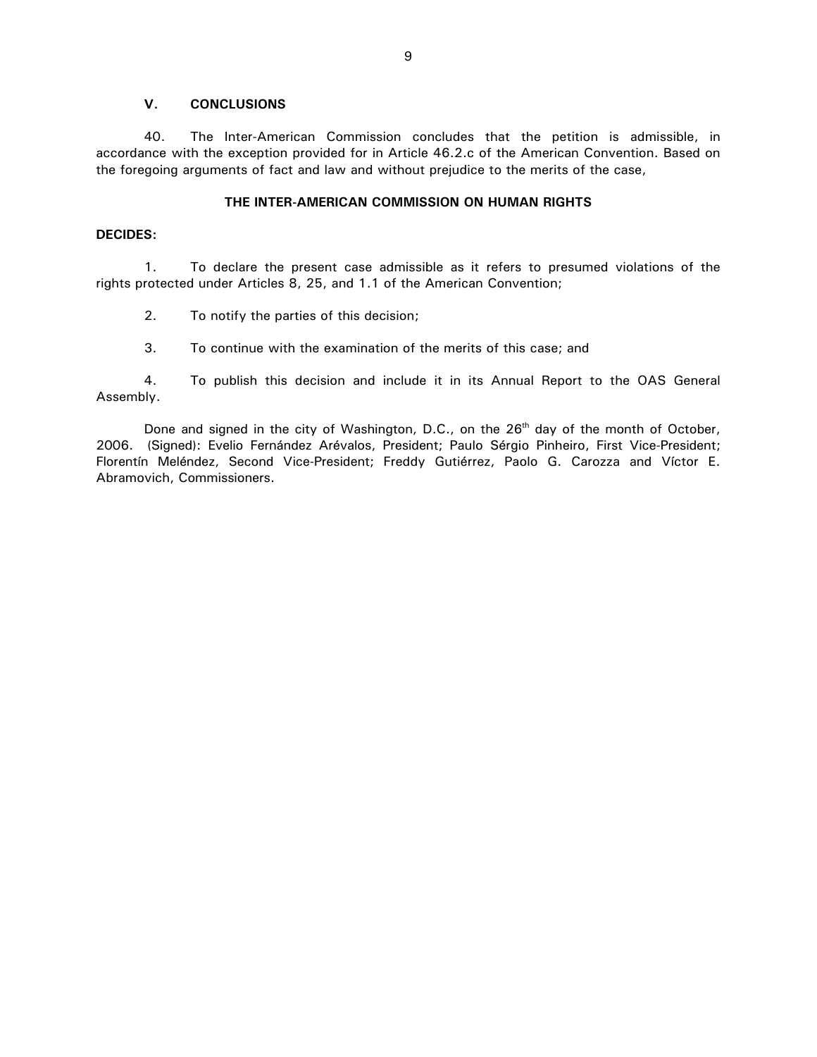## V. CONCLUSIONS

40. The Inter-American Commission concludes that the petition is admissible, in accordance with the exception provided for in Article 46.2.c of the American Convention. Based on the foregoing arguments of fact and law and without prejudice to the merits of the case,

**THE INTER-AMERICAN COMMISSION ON HUMAN RIGHTS**

**DECIDES:**

1. To declare the present case admissible as it refers to presumed violations of the rights protected under Articles 8, 25, and 1.1 of the American Convention;

2. To notify the parties of this decision;

3. To continue with the examination of the merits of this case; and

4. To publish this decision and include it in its Annual Report to the OAS General Assembly.

Done and signed in the city of Washington, D.C., on the 26th day of the month of October, 2006. (Signed): Evelio Fernández Arévalos, President; Paulo Sérgio Pinheiro, First Vice-President; Florentín Meléndez, Second Vice-President; Freddy Gutiérrez, Paolo G. Carozza and Víctor E. Abramovich, Commissioners.